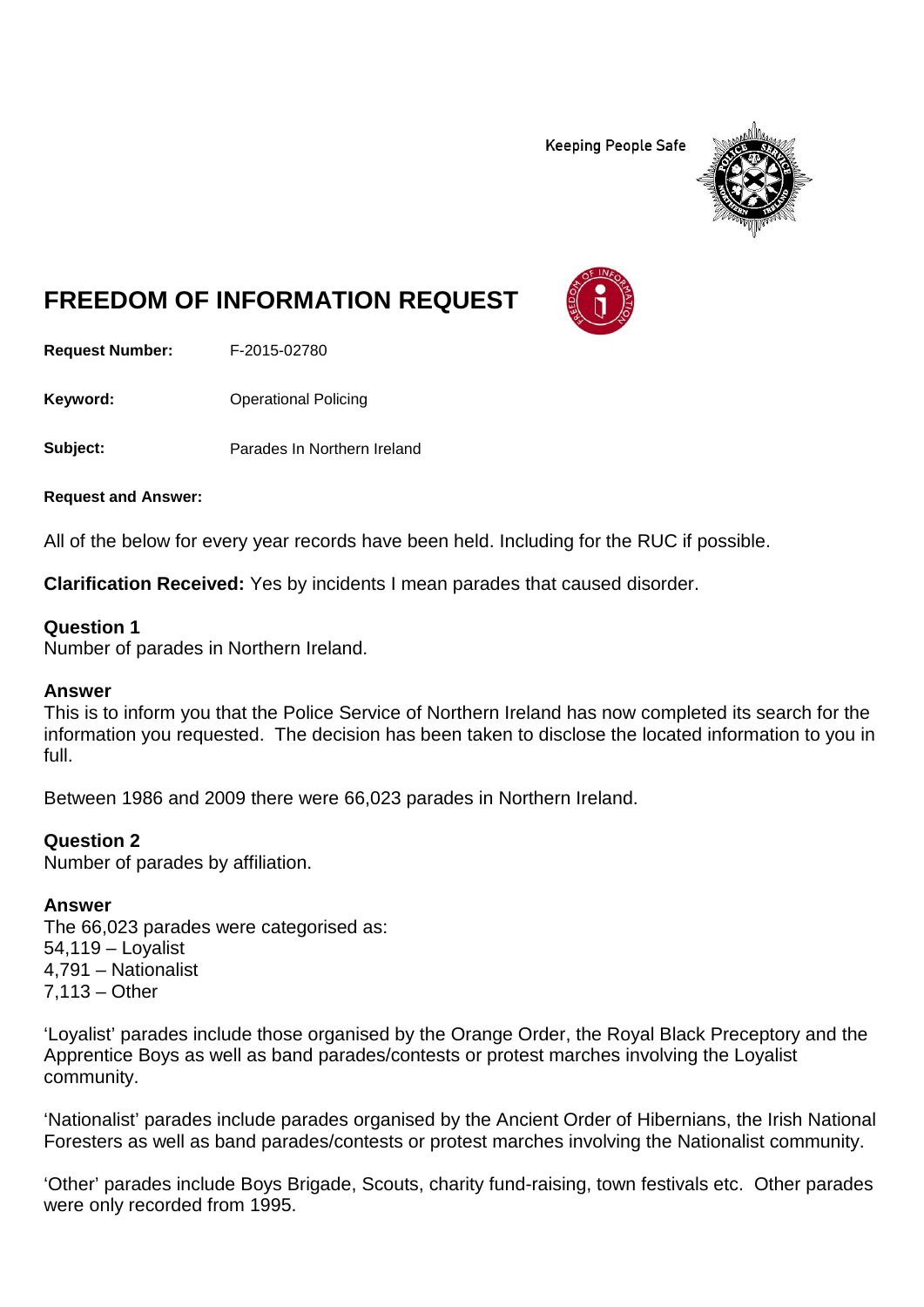Keeping People Safe

# FREEDOM OF INFORMATION REQUEST

**Request Number:** F-2015-02780

**Keyword:** Operational Policing

**Subject:** Parades In Northern Ireland

**Request and Answer:**

All of the below for every year records have been held. Including for the RUC if possible.

**Clarification Received:** Yes by incidents I mean parades that caused disorder.

**Question 1**
Number of parades in Northern Ireland.

**Answer**
This is to inform you that the Police Service of Northern Ireland has now completed its search for the information you requested. The decision has been taken to disclose the located information to you in full.

Between 1986 and 2009 there were 66,023 parades in Northern Ireland.

**Question 2**
Number of parades by affiliation.

**Answer**
The 66,023 parades were categorised as:
54,119 – Loyalist
4,791 – Nationalist
7,113 – Other

'Loyalist' parades include those organised by the Orange Order, the Royal Black Preceptory and the Apprentice Boys as well as band parades/contests or protest marches involving the Loyalist community.

'Nationalist' parades include parades organised by the Ancient Order of Hibernians, the Irish National Foresters as well as band parades/contests or protest marches involving the Nationalist community.

'Other' parades include Boys Brigade, Scouts, charity fund-raising, town festivals etc. Other parades were only recorded from 1995.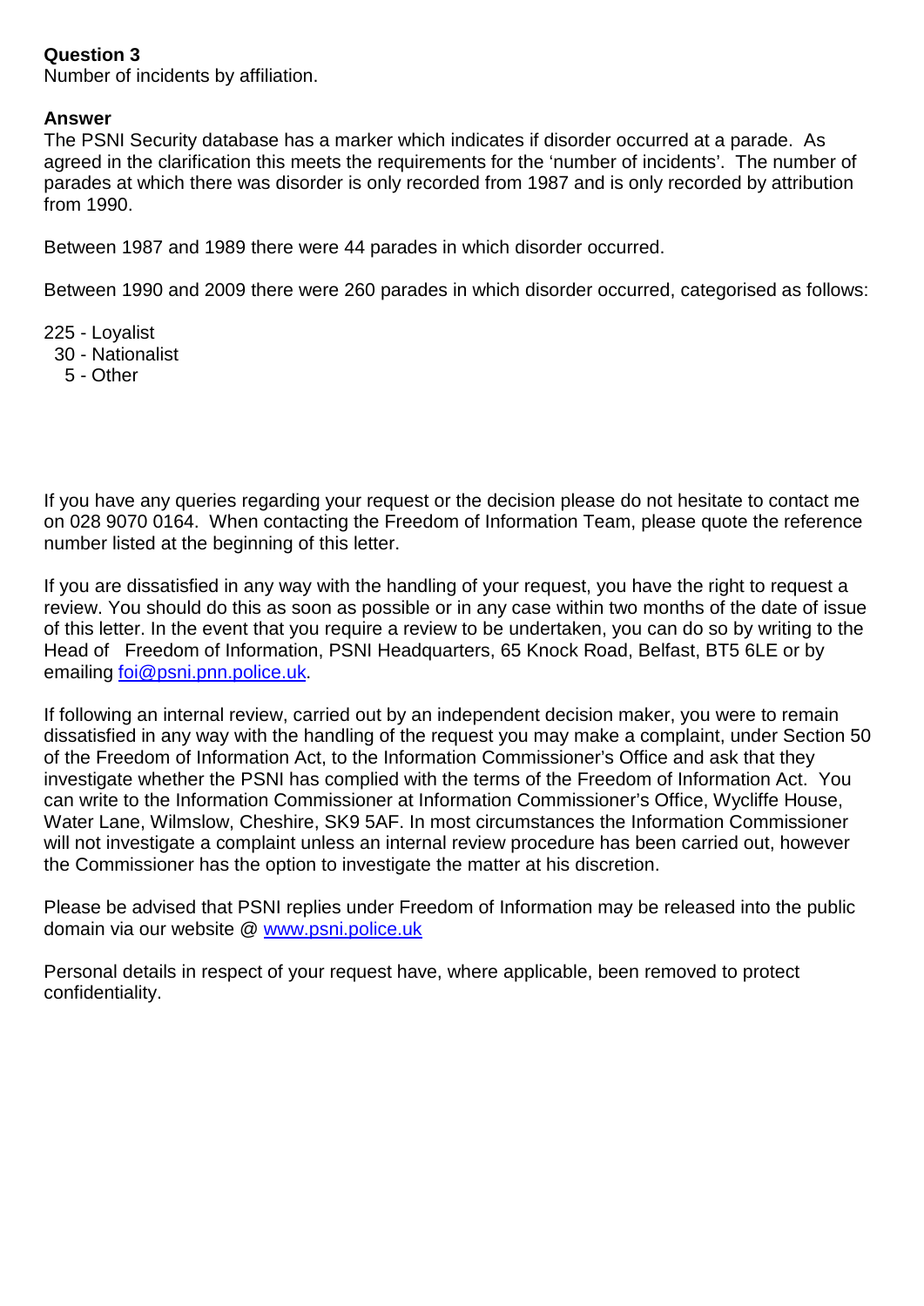**Question 3**
Number of incidents by affiliation.

**Answer**
The PSNI Security database has a marker which indicates if disorder occurred at a parade. As agreed in the clarification this meets the requirements for the 'number of incidents'. The number of parades at which there was disorder is only recorded from 1987 and is only recorded by attribution from 1990.

Between 1987 and 1989 there were 44 parades in which disorder occurred.

Between 1990 and 2009 there were 260 parades in which disorder occurred, categorised as follows:

225 - Loyalist
30 - Nationalist
5 - Other

If you have any queries regarding your request or the decision please do not hesitate to contact me on 028 9070 0164. When contacting the Freedom of Information Team, please quote the reference number listed at the beginning of this letter.

If you are dissatisfied in any way with the handling of your request, you have the right to request a review. You should do this as soon as possible or in any case within two months of the date of issue of this letter. In the event that you require a review to be undertaken, you can do so by writing to the Head of Freedom of Information, PSNI Headquarters, 65 Knock Road, Belfast, BT5 6LE or by emailing [foi@psni.pnn.police.uk](mailto:foi@psni.pnn.police.uk).

If following an internal review, carried out by an independent decision maker, you were to remain dissatisfied in any way with the handling of the request you may make a complaint, under Section 50 of the Freedom of Information Act, to the Information Commissioner's Office and ask that they investigate whether the PSNI has complied with the terms of the Freedom of Information Act. You can write to the Information Commissioner at Information Commissioner's Office, Wycliffe House, Water Lane, Wilmslow, Cheshire, SK9 5AF. In most circumstances the Information Commissioner will not investigate a complaint unless an internal review procedure has been carried out, however the Commissioner has the option to investigate the matter at his discretion.

Please be advised that PSNI replies under Freedom of Information may be released into the public domain via our website @ [www.psni.police.uk](http://www.psni.police.uk)

Personal details in respect of your request have, where applicable, been removed to protect confidentiality.